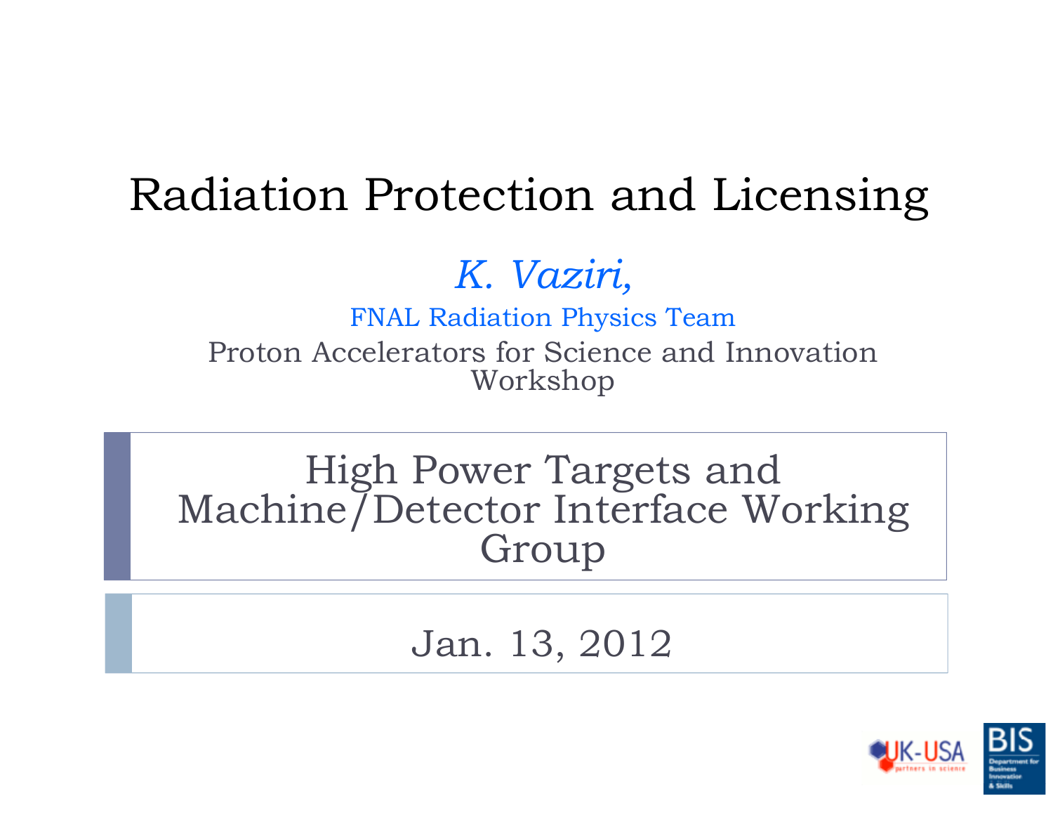# Radiation Protection and Licensing

*K. Vaziri,*

FNAL Radiation Physics Team

Proton Accelerators for Science and Innovation Workshop

High Power Targets and Machine/Detector Interface Working Group

Jan. 13, 2012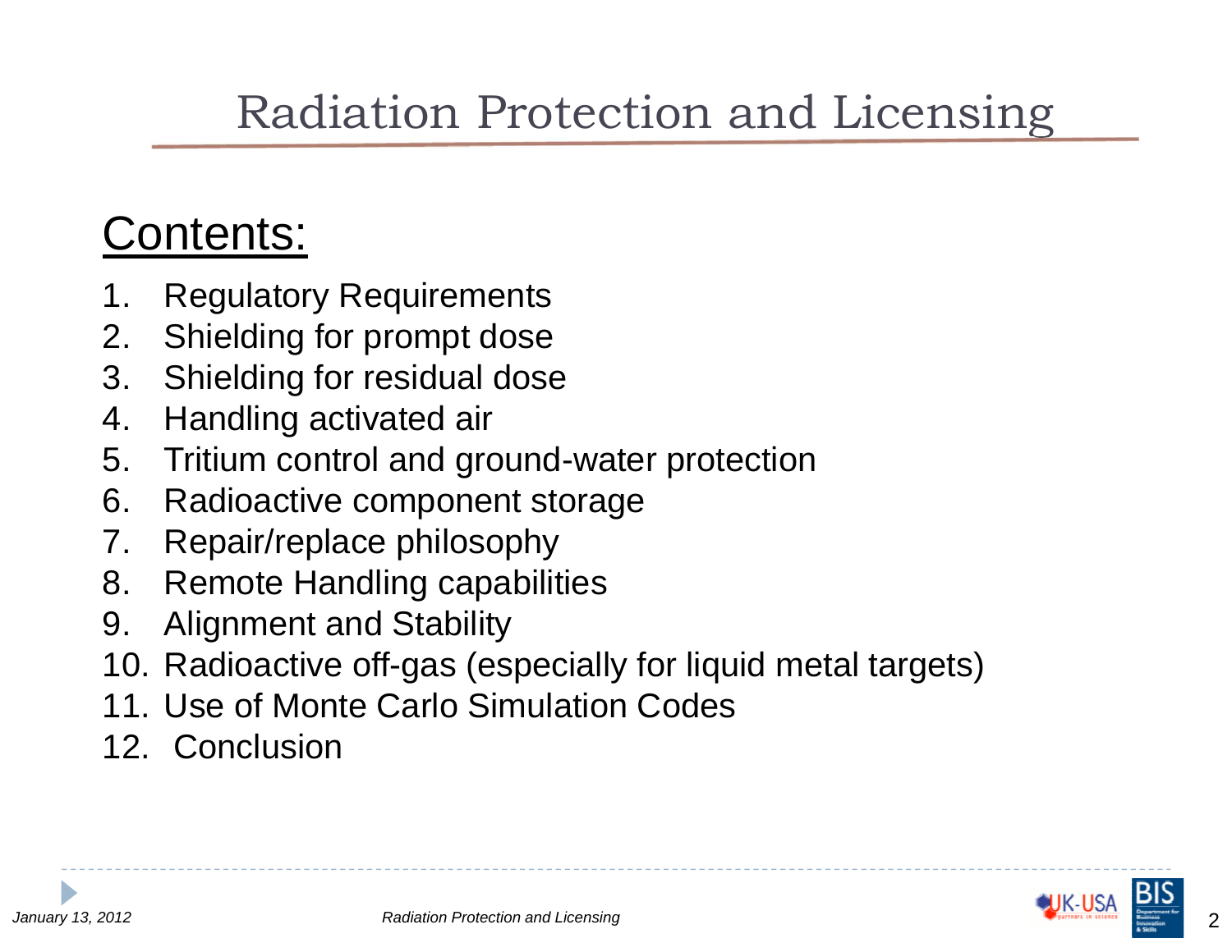# Radiation Protection and Licensing

## Contents:

1. Regulatory Requirements
2. Shielding for prompt dose
3. Shielding for residual dose
4. Handling activated air
5. Tritium control and ground-water protection
6. Radioactive component storage
7. Repair/replace philosophy
8. Remote Handling capabilities
9. Alignment and Stability
10. Radioactive off-gas (especially for liquid metal targets)
11. Use of Monte Carlo Simulation Codes
12. Conclusion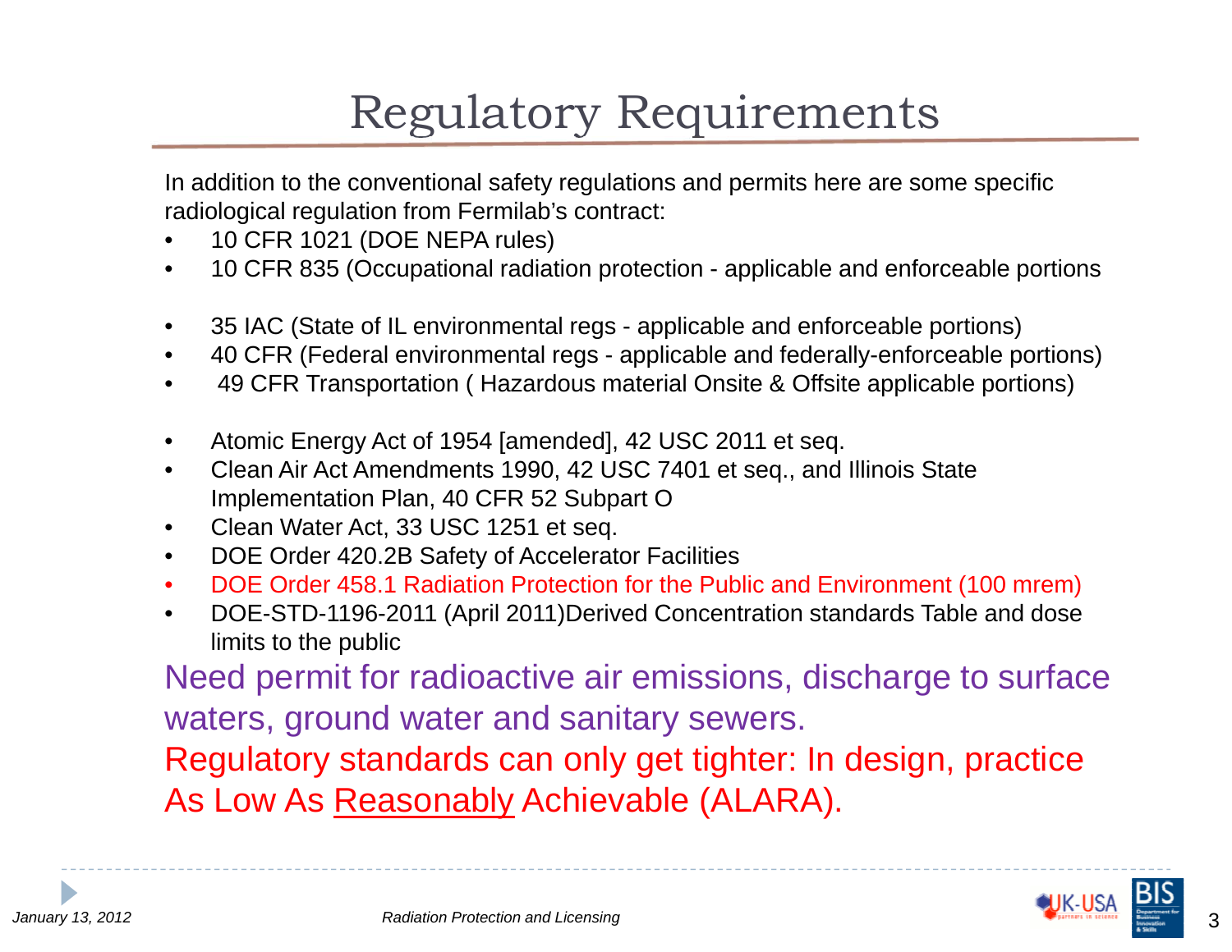# Regulatory Requirements

In addition to the conventional safety regulations and permits here are some specific radiological regulation from Fermilab's contract:

- 10 CFR 1021 (DOE NEPA rules)
- 10 CFR 835 (Occupational radiation protection - applicable and enforceable portions

- 35 IAC (State of IL environmental regs - applicable and enforceable portions)
- 40 CFR (Federal environmental regs - applicable and federally-enforceable portions)
- 49 CFR Transportation ( Hazardous material Onsite & Offsite applicable portions)

- Atomic Energy Act of 1954 [amended], 42 USC 2011 et seq.
- Clean Air Act Amendments 1990, 42 USC 7401 et seq., and Illinois State Implementation Plan, 40 CFR 52 Subpart O
- Clean Water Act, 33 USC 1251 et seq.
- DOE Order 420.2B Safety of Accelerator Facilities
- DOE Order 458.1 Radiation Protection for the Public and Environment (100 mrem)
- DOE-STD-1196-2011 (April 2011)Derived Concentration standards Table and dose limits to the public

Need permit for radioactive air emissions, discharge to surface waters, ground water and sanitary sewers.

Regulatory standards can only get tighter: In design, practice As Low As Reasonably Achievable (ALARA).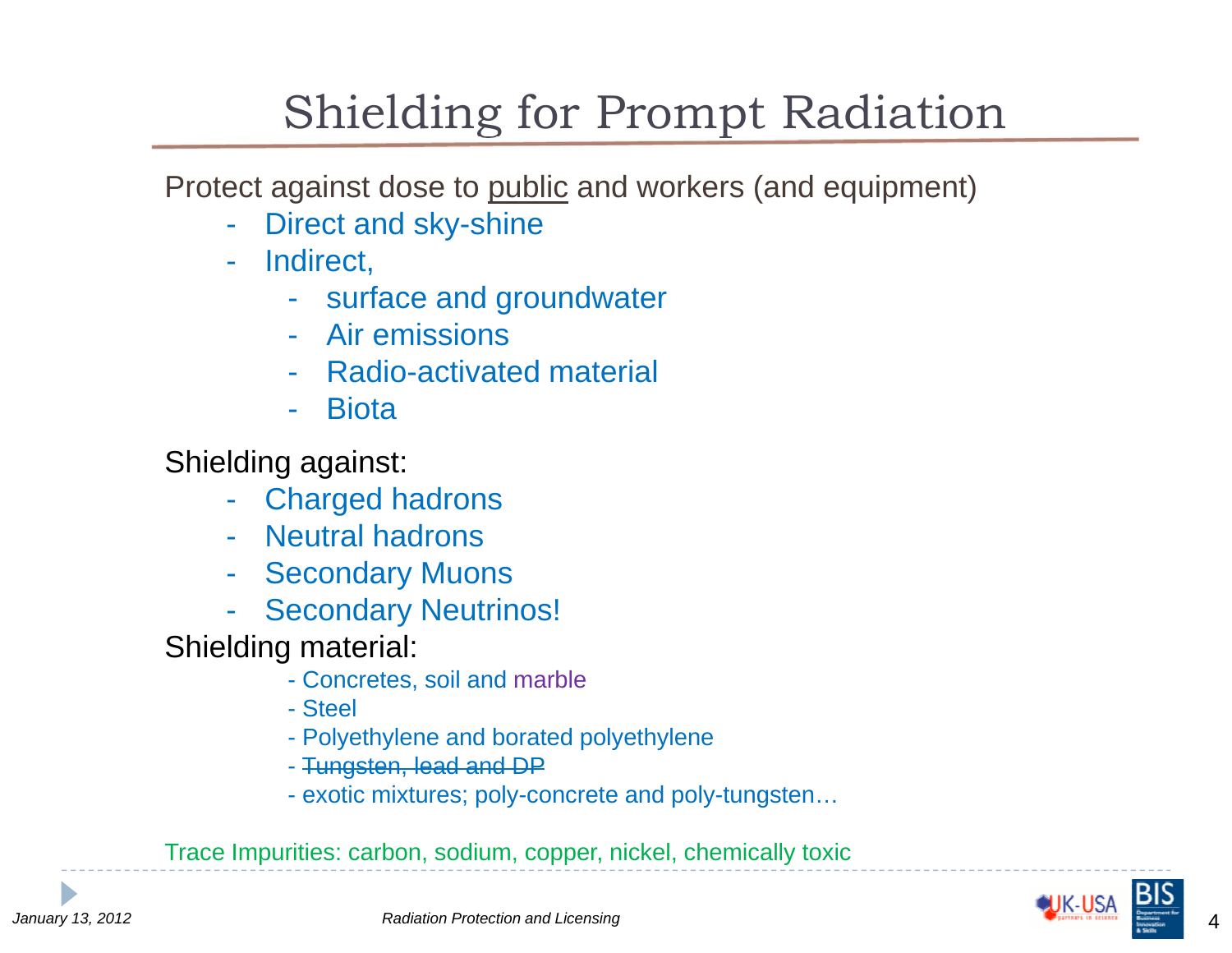# Shielding for Prompt Radiation

Protect against dose to <u>public</u> and workers (and equipment)

- Direct and sky-shine
- Indirect,
  - surface and groundwater
  - Air emissions
  - Radio-activated material
  - Biota

Shielding against:

- Charged hadrons
- Neutral hadrons
- Secondary Muons
- Secondary Neutrinos!

Shielding material:

- Concretes, soil and marble
- Steel
- Polyethylene and borated polyethylene
- ~~Tungsten, lead and DP~~
- exotic mixtures; poly-concrete and poly-tungsten…

Trace Impurities: carbon, sodium, copper, nickel, chemically toxic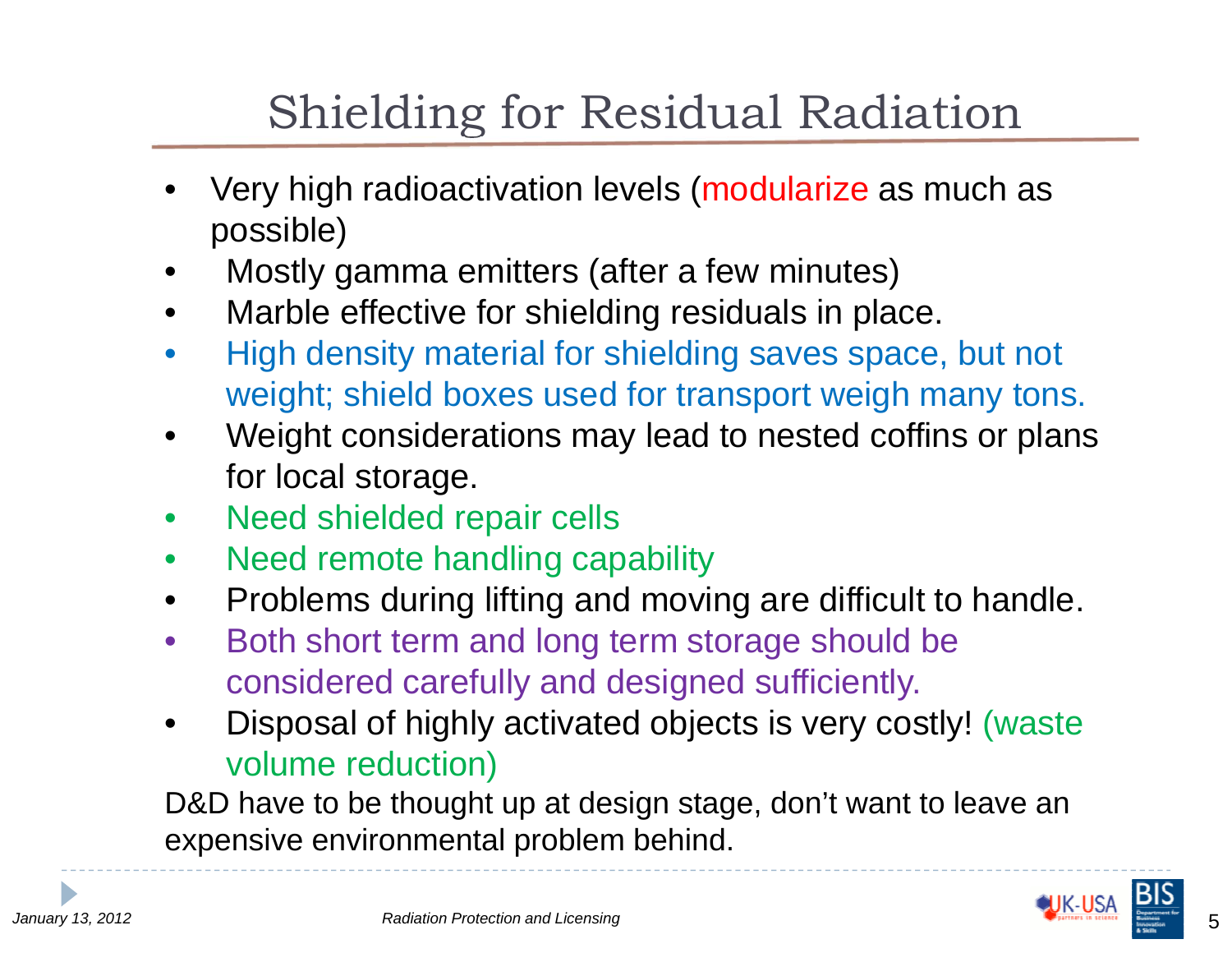# Shielding for Residual Radiation

- Very high radioactivation levels (modularize as much as possible)
- Mostly gamma emitters (after a few minutes)
- Marble effective for shielding residuals in place.
- High density material for shielding saves space, but not weight; shield boxes used for transport weigh many tons.
- Weight considerations may lead to nested coffins or plans for local storage.
- Need shielded repair cells
- Need remote handling capability
- Problems during lifting and moving are difficult to handle.
- Both short term and long term storage should be considered carefully and designed sufficiently.
- Disposal of highly activated objects is very costly! (waste volume reduction)

D&D have to be thought up at design stage, don't want to leave an expensive environmental problem behind.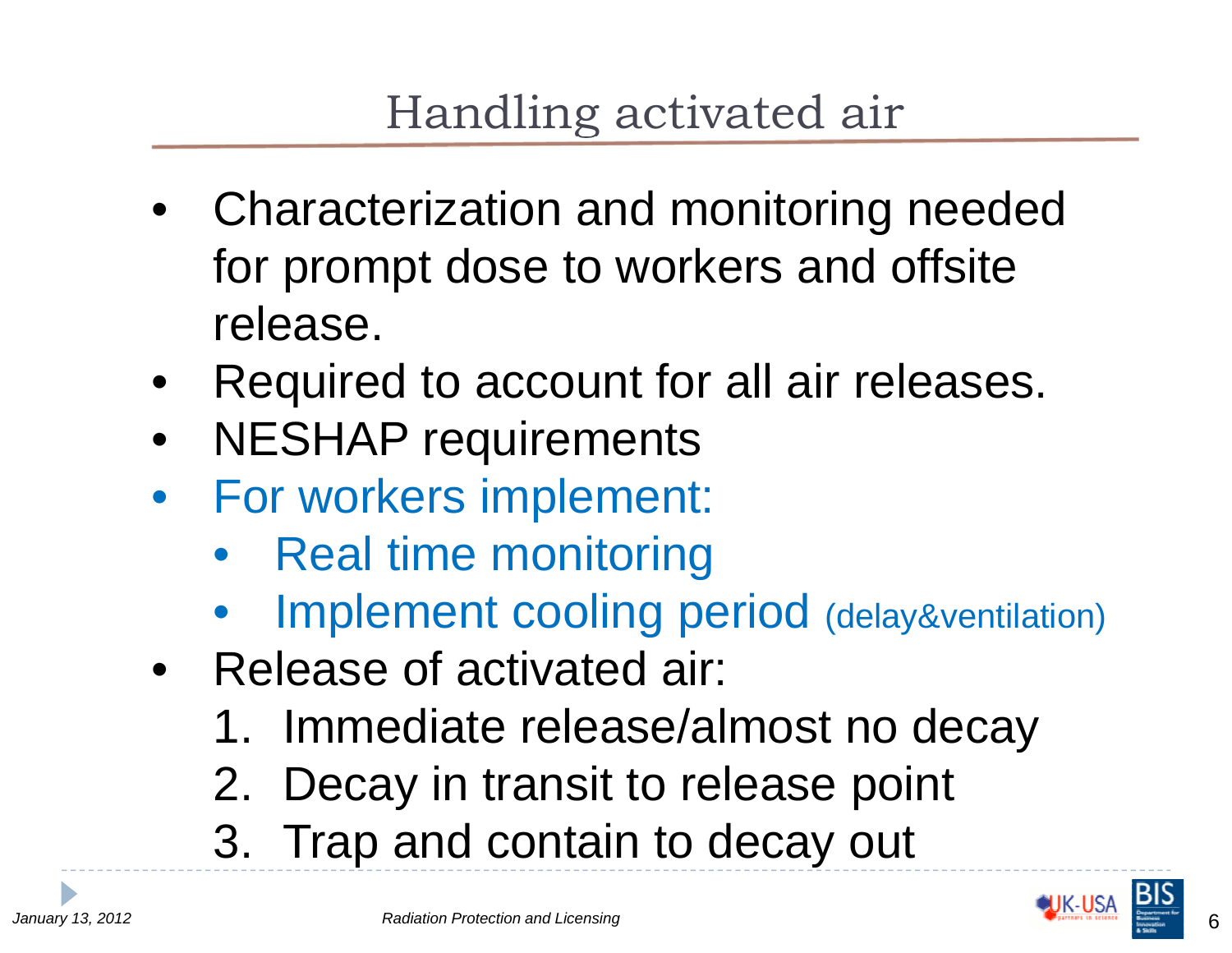# Handling activated air

- Characterization and monitoring needed for prompt dose to workers and offsite release.
- Required to account for all air releases.
- NESHAP requirements
- For workers implement:
  - Real time monitoring
  - Implement cooling period (delay&ventilation)
- Release of activated air:
  1. Immediate release/almost no decay
  2. Decay in transit to release point
  3. Trap and contain to decay out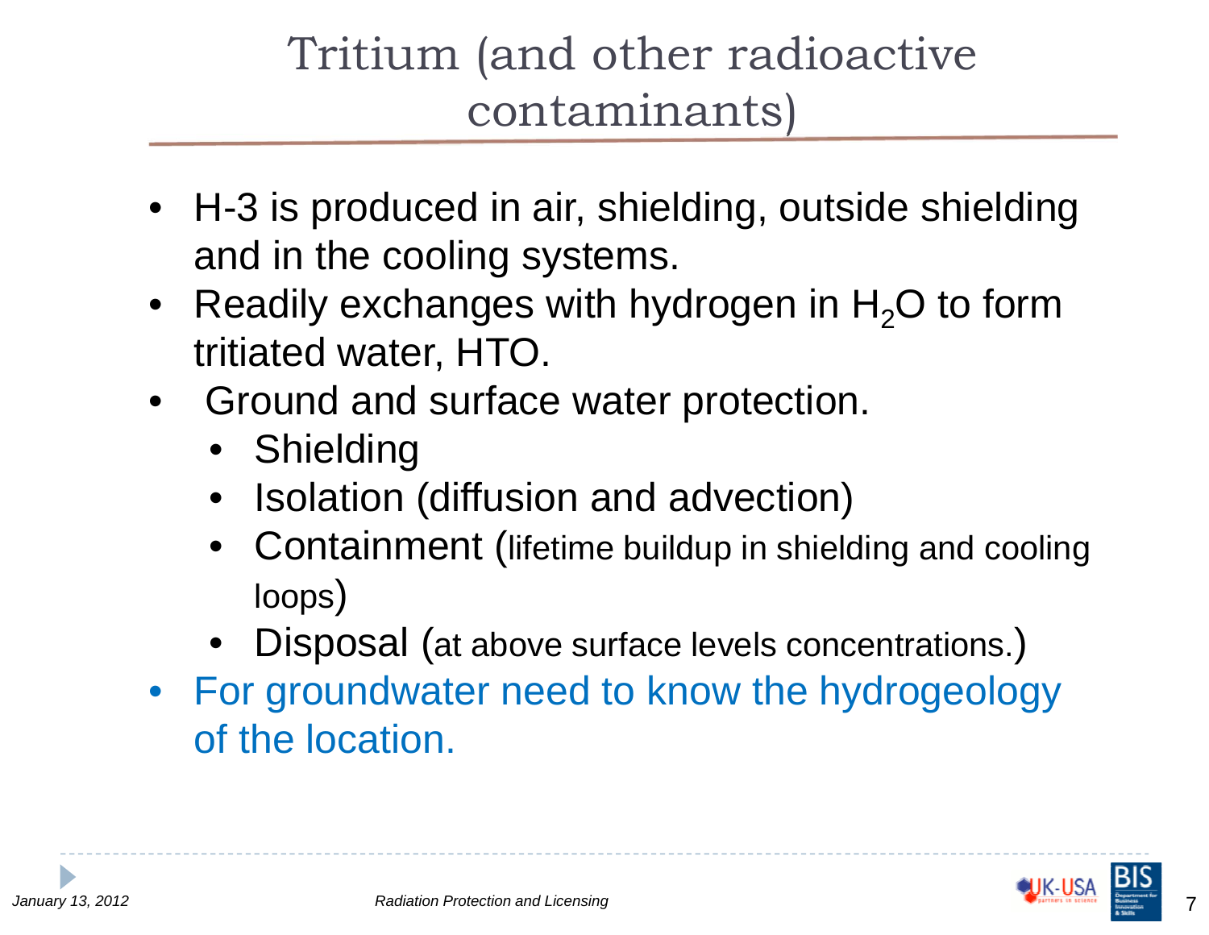# Tritium (and other radioactive contaminants)

- H-3 is produced in air, shielding, outside shielding and in the cooling systems.
- Readily exchanges with hydrogen in $H_2O$ to form tritiated water, HTO.
- Ground and surface water protection.
  - Shielding
  - Isolation (diffusion and advection)
  - Containment (lifetime buildup in shielding and cooling loops)
  - Disposal (at above surface levels concentrations.)
- For groundwater need to know the hydrogeology of the location.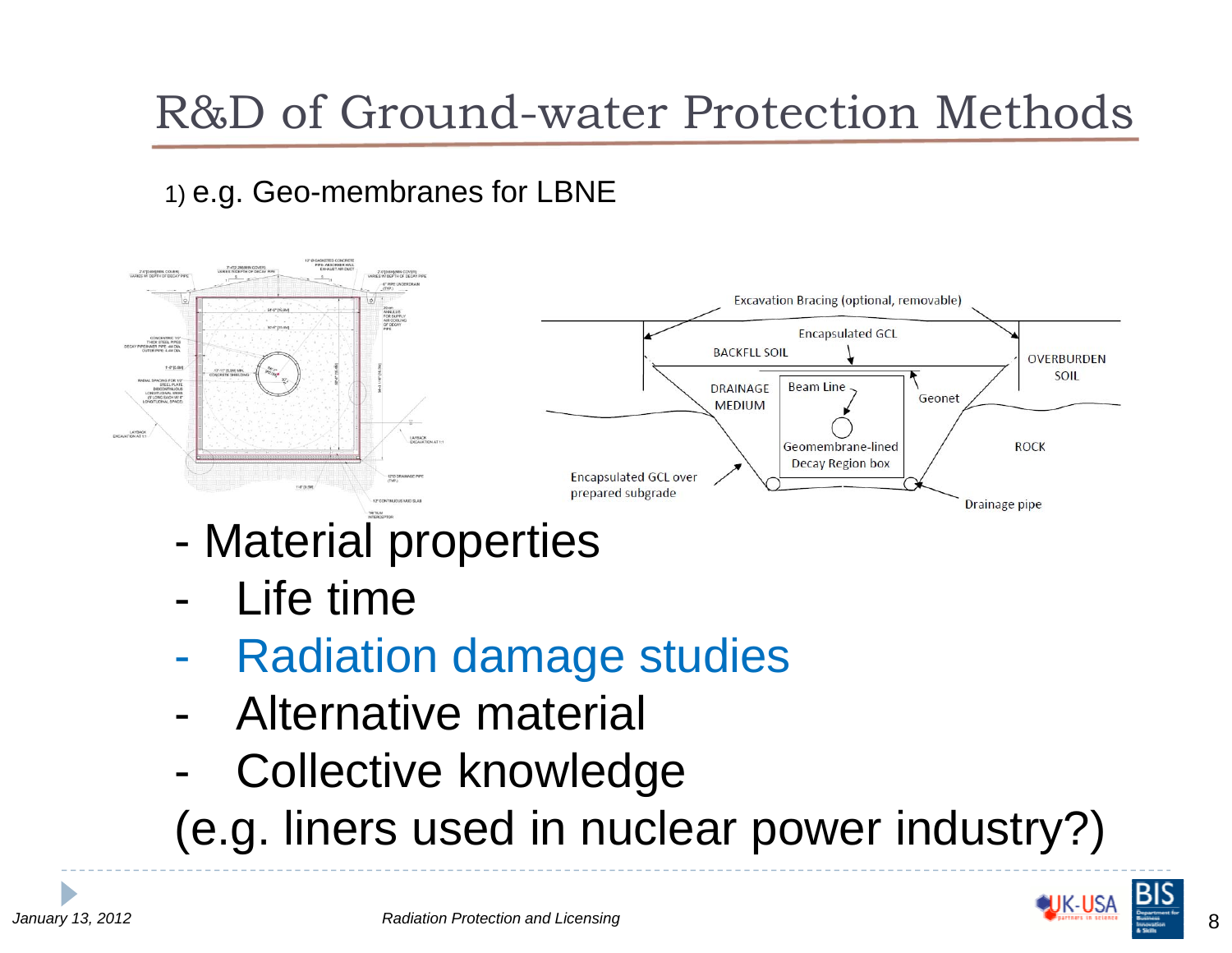# R&D of Ground-water Protection Methods

1) e.g. Geo-membranes for LBNE

Excavation Bracing (optional, removable)

Encapsulated GCL

BACKFLL SOIL

OVERBURDEN SOIL

DRAINAGE MEDIUM

Beam Line

Geonet

Geomembrane-lined Decay Region box

ROCK

Encapsulated GCL over prepared subgrade

Drainage pipe

- Material properties
- Life time
- Radiation damage studies
- Alternative material
- Collective knowledge

(e.g. liners used in nuclear power industry?)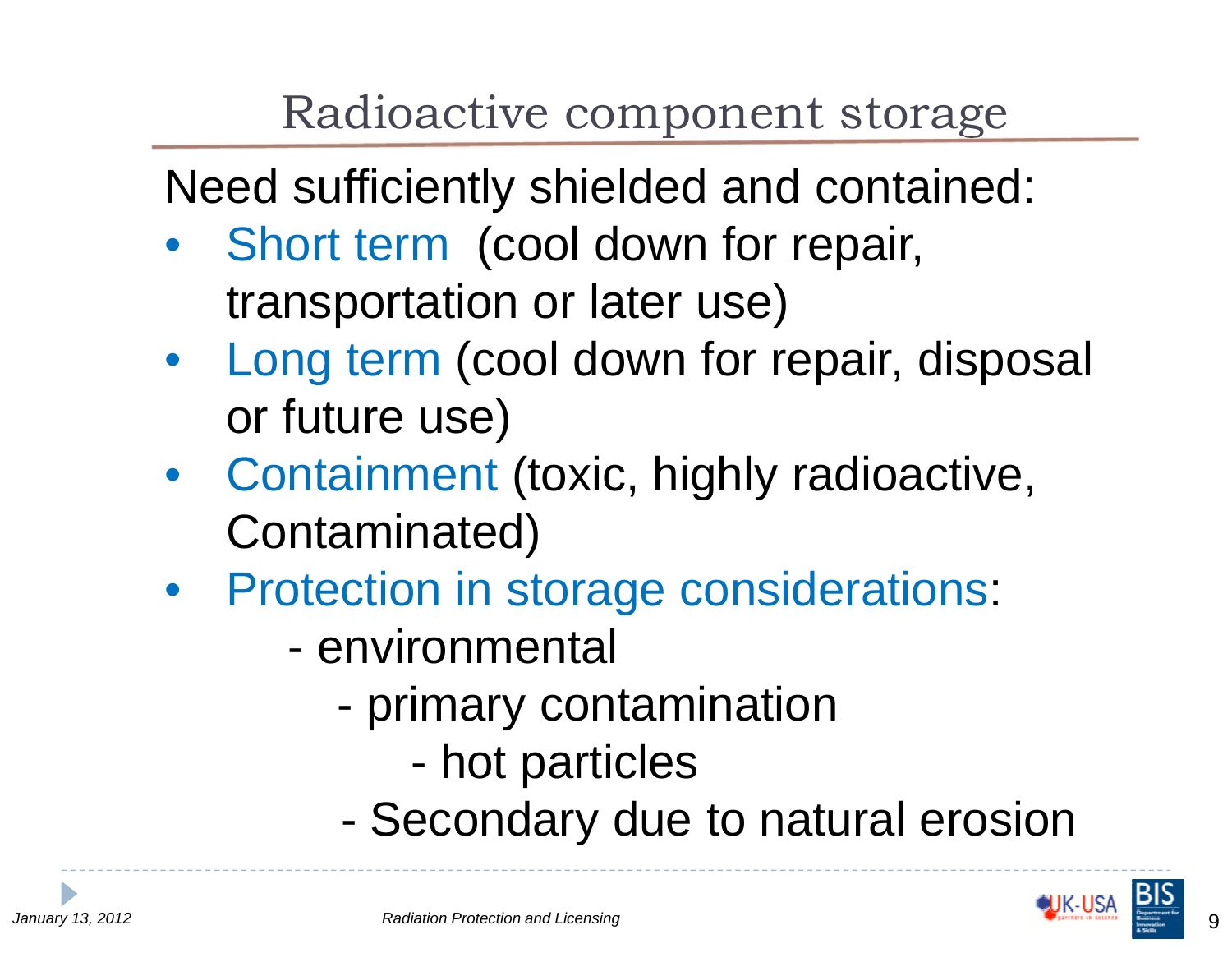# Radioactive component storage

Need sufficiently shielded and contained:

- Short term (cool down for repair, transportation or later use)
- Long term (cool down for repair, disposal or future use)
- Containment (toxic, highly radioactive, Contaminated)
- Protection in storage considerations:
  - environmental
    - primary contamination
      - hot particles
    - Secondary due to natural erosion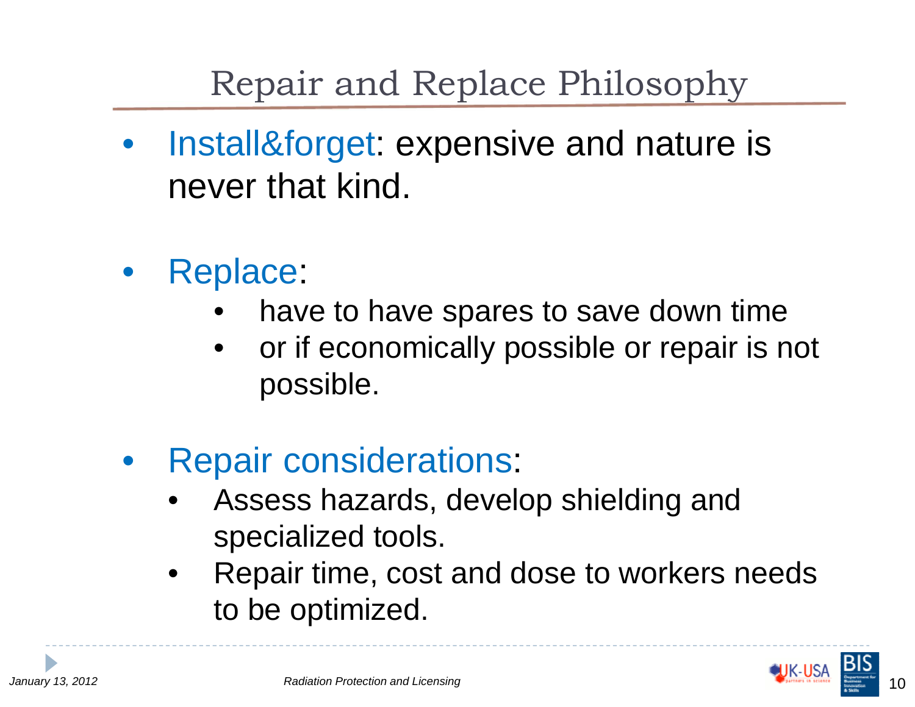# Repair and Replace Philosophy

- Install&forget: expensive and nature is never that kind.

- Replace:
  - have to have spares to save down time
  - or if economically possible or repair is not possible.

- Repair considerations:
  - Assess hazards, develop shielding and specialized tools.
  - Repair time, cost and dose to workers needs to be optimized.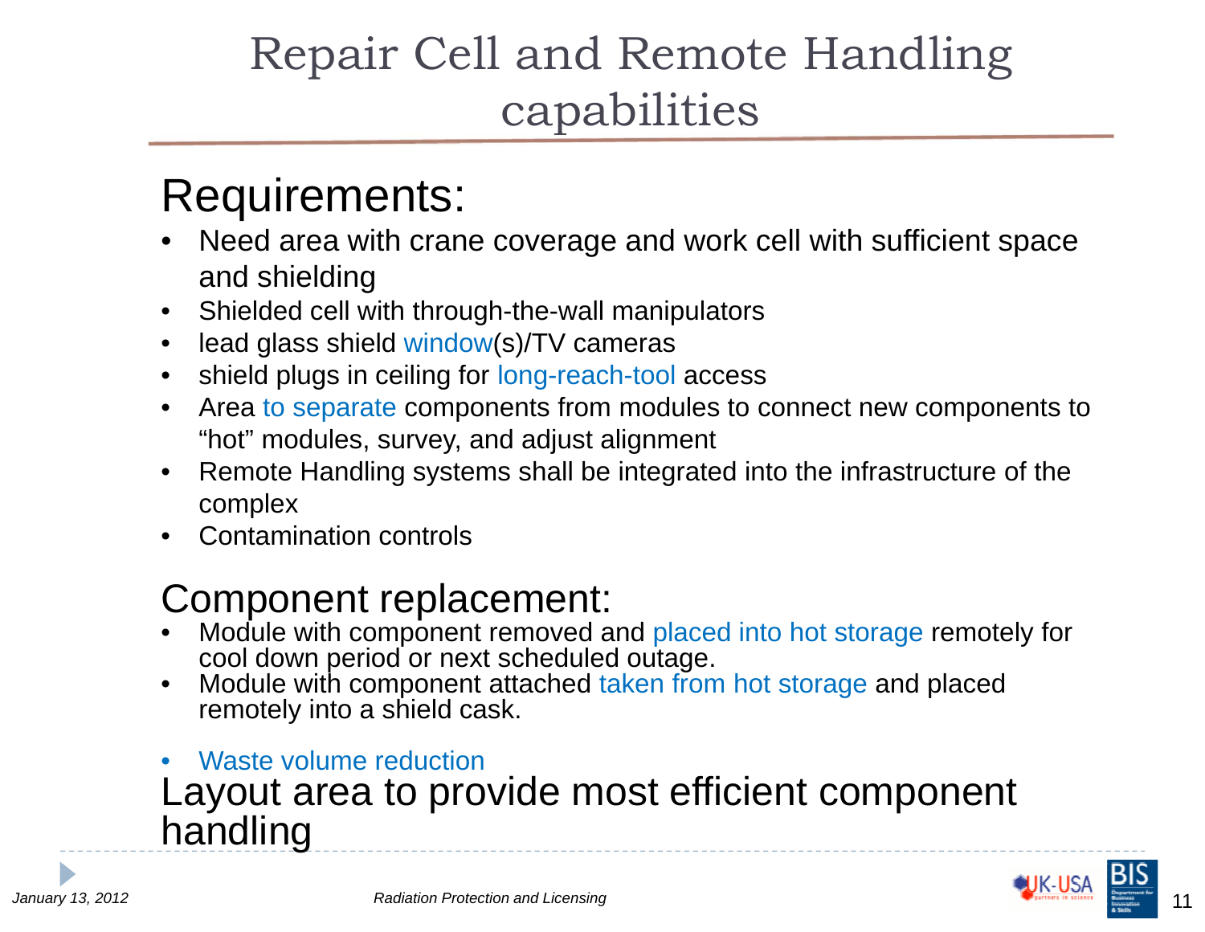# Repair Cell and Remote Handling capabilities

## Requirements:

- Need area with crane coverage and work cell with sufficient space and shielding
- Shielded cell with through-the-wall manipulators
- lead glass shield window(s)/TV cameras
- shield plugs in ceiling for long-reach-tool access
- Area to separate components from modules to connect new components to "hot" modules, survey, and adjust alignment
- Remote Handling systems shall be integrated into the infrastructure of the complex
- Contamination controls

## Component replacement:

- Module with component removed and placed into hot storage remotely for cool down period or next scheduled outage.
- Module with component attached taken from hot storage and placed remotely into a shield cask.

- Waste volume reduction

## Layout area to provide most efficient component handling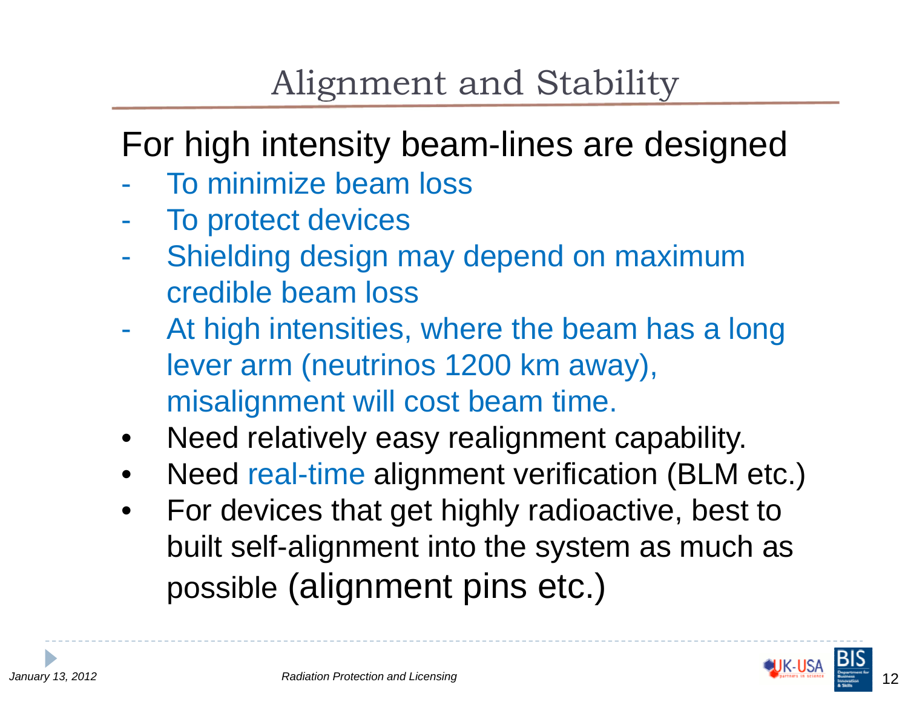# Alignment and Stability

For high intensity beam-lines are designed

- To minimize beam loss
- To protect devices
- Shielding design may depend on maximum credible beam loss
- At high intensities, where the beam has a long lever arm (neutrinos 1200 km away), misalignment will cost beam time.

- Need relatively easy realignment capability.
- Need real-time alignment verification (BLM etc.)
- For devices that get highly radioactive, best to built self-alignment into the system as much as possible (alignment pins etc.)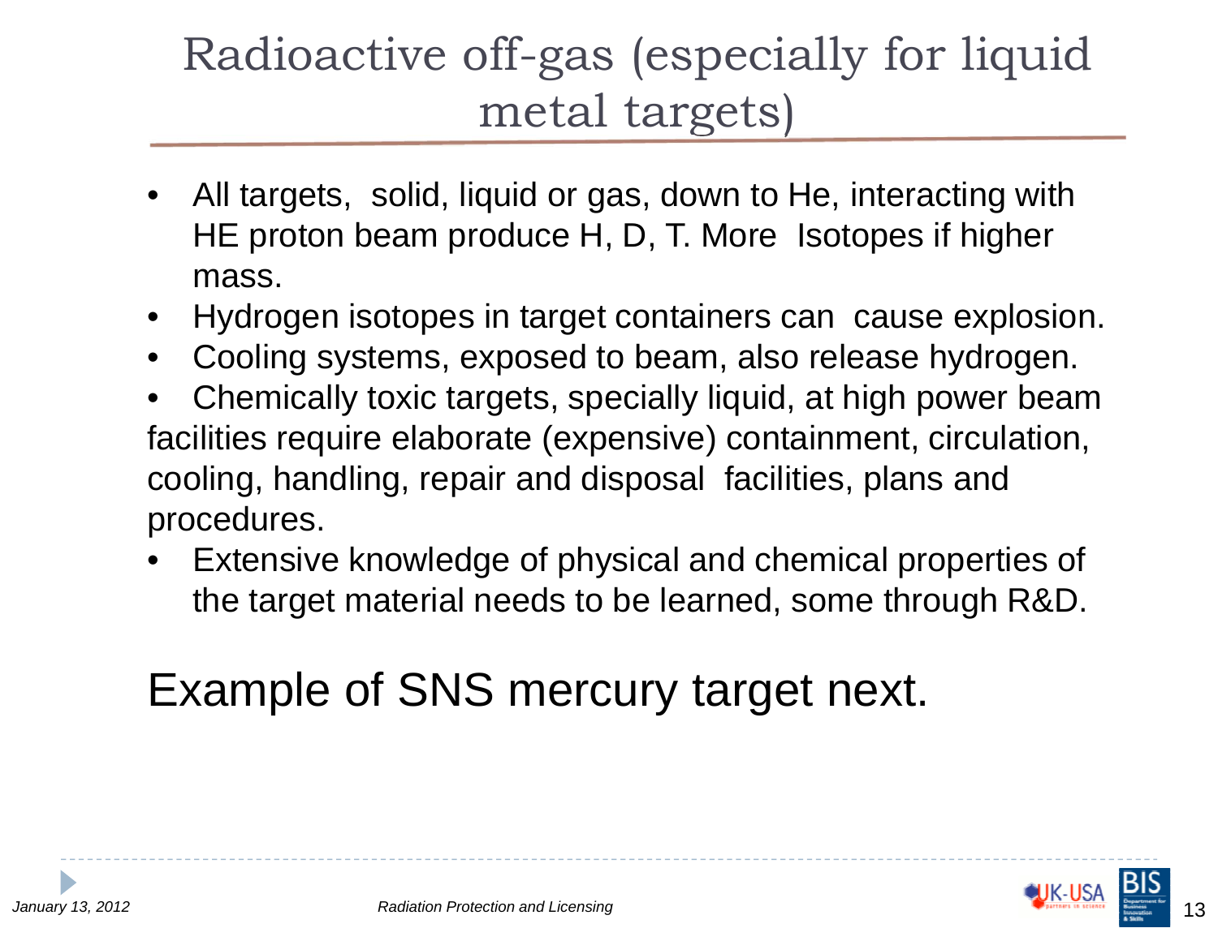# Radioactive off-gas (especially for liquid metal targets)

- All targets, solid, liquid or gas, down to He, interacting with HE proton beam produce H, D, T. More Isotopes if higher mass.
- Hydrogen isotopes in target containers can cause explosion.
- Cooling systems, exposed to beam, also release hydrogen.
- Chemically toxic targets, specially liquid, at high power beam facilities require elaborate (expensive) containment, circulation, cooling, handling, repair and disposal facilities, plans and procedures.
- Extensive knowledge of physical and chemical properties of the target material needs to be learned, some through R&D.

Example of SNS mercury target next.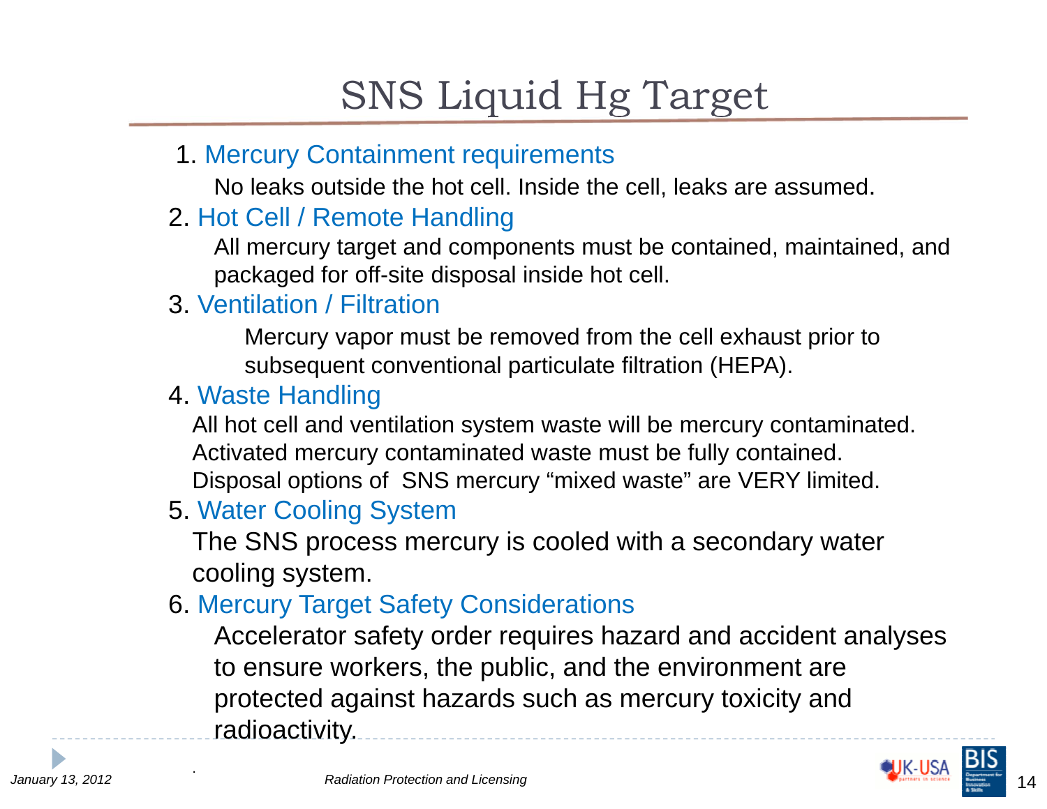# SNS Liquid Hg Target

1. Mercury Containment requirements

   No leaks outside the hot cell. Inside the cell, leaks are assumed.

2. Hot Cell / Remote Handling

   All mercury target and components must be contained, maintained, and packaged for off-site disposal inside hot cell.

3. Ventilation / Filtration

   Mercury vapor must be removed from the cell exhaust prior to subsequent conventional particulate filtration (HEPA).

4. Waste Handling

   All hot cell and ventilation system waste will be mercury contaminated. Activated mercury contaminated waste must be fully contained. Disposal options of SNS mercury "mixed waste" are VERY limited.

5. Water Cooling System

   The SNS process mercury is cooled with a secondary water cooling system.

6. Mercury Target Safety Considerations

   Accelerator safety order requires hazard and accident analyses to ensure workers, the public, and the environment are protected against hazards such as mercury toxicity and radioactivity.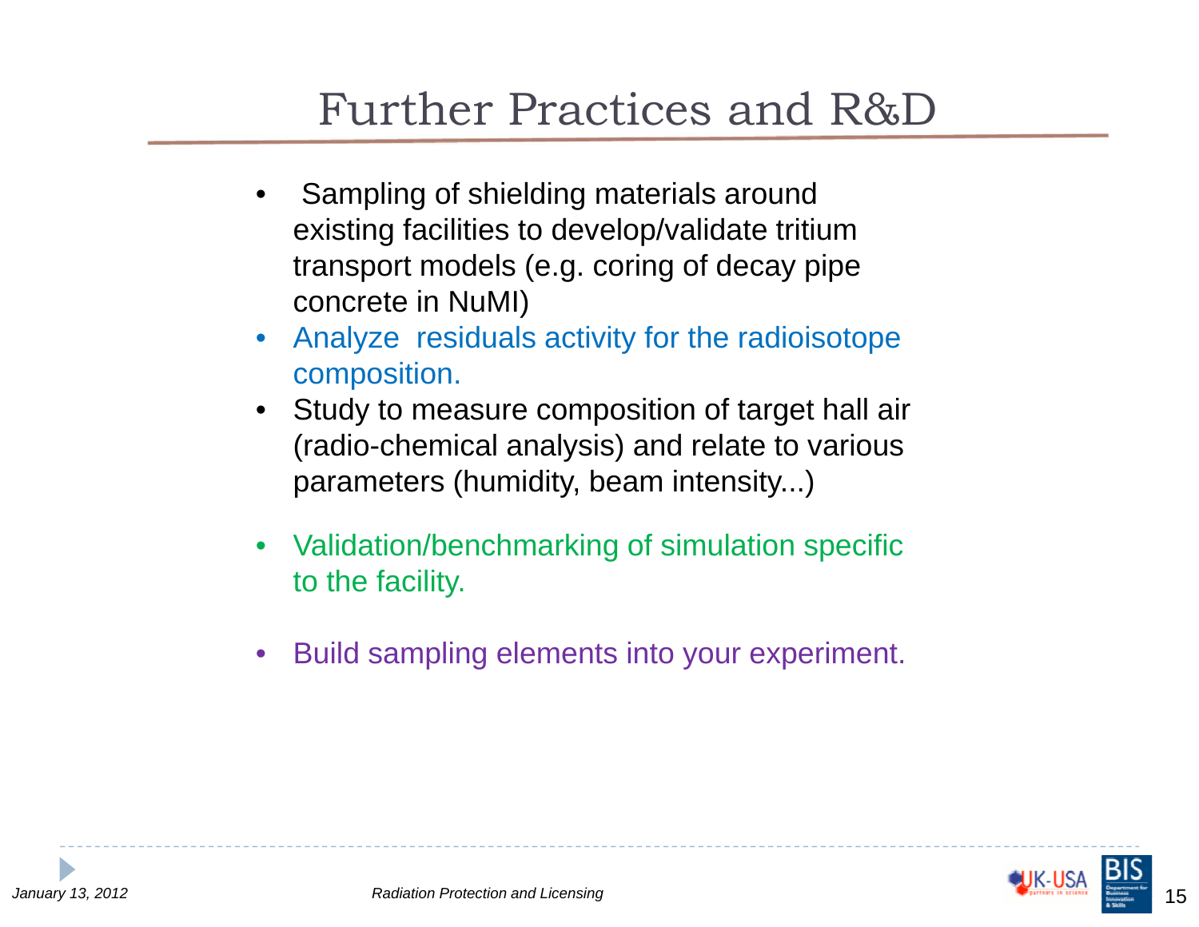# Further Practices and R&D

- Sampling of shielding materials around existing facilities to develop/validate tritium transport models (e.g. coring of decay pipe concrete in NuMI)
- Analyze residuals activity for the radioisotope composition.
- Study to measure composition of target hall air (radio-chemical analysis) and relate to various parameters (humidity, beam intensity...)
- Validation/benchmarking of simulation specific to the facility.
- Build sampling elements into your experiment.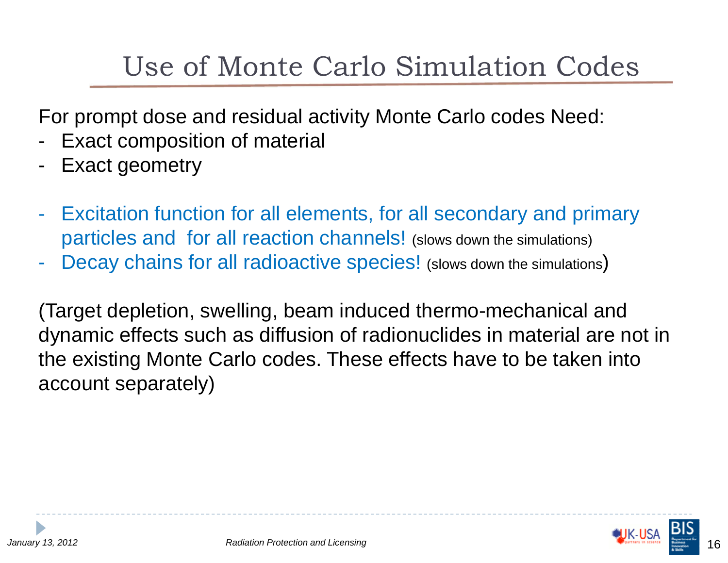# Use of Monte Carlo Simulation Codes

For prompt dose and residual activity Monte Carlo codes Need:

- Exact composition of material
- Exact geometry

- Excitation function for all elements, for all secondary and primary particles and for all reaction channels! (slows down the simulations)
- Decay chains for all radioactive species! (slows down the simulations))

(Target depletion, swelling, beam induced thermo-mechanical and dynamic effects such as diffusion of radionuclides in material are not in the existing Monte Carlo codes. These effects have to be taken into account separately)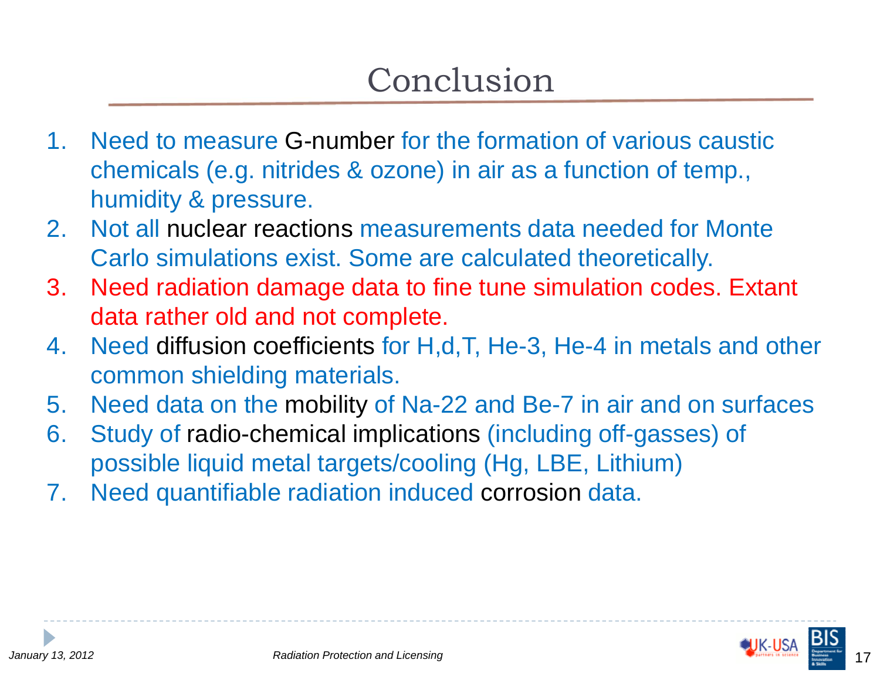# Conclusion

1. Need to measure G-number for the formation of various caustic chemicals (e.g. nitrides & ozone) in air as a function of temp., humidity & pressure.
2. Not all nuclear reactions measurements data needed for Monte Carlo simulations exist. Some are calculated theoretically.
3. Need radiation damage data to fine tune simulation codes. Extant data rather old and not complete.
4. Need diffusion coefficients for H,d,T, He-3, He-4 in metals and other common shielding materials.
5. Need data on the mobility of Na-22 and Be-7 in air and on surfaces
6. Study of radio-chemical implications (including off-gasses) of possible liquid metal targets/cooling (Hg, LBE, Lithium)
7. Need quantifiable radiation induced corrosion data.